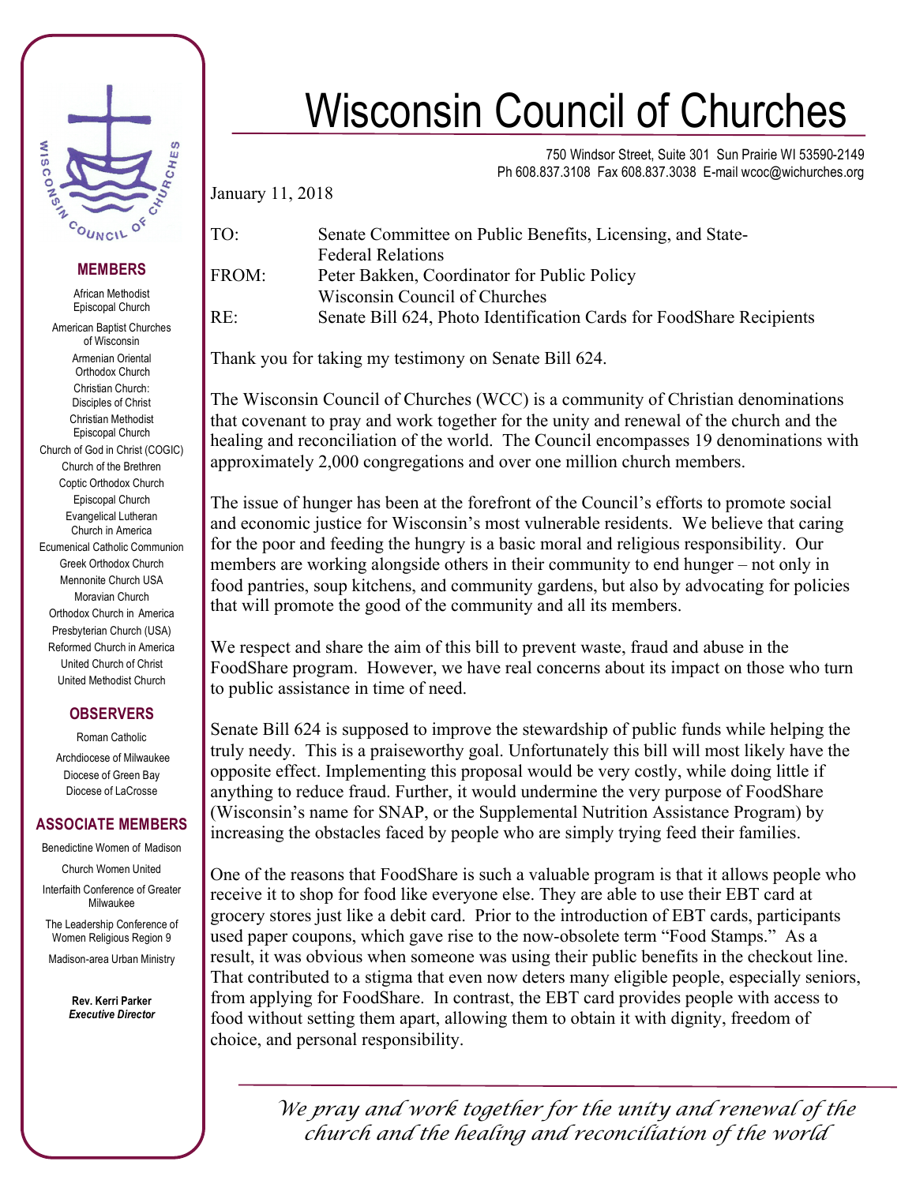# Wisconsin Council of Churches

750 Windsor Street, Suite 301 Sun Prairie WI 53590-2149
Ph 608.837.3108 Fax 608.837.3038 E-mail wcoc@wichurches.org

**MEMBERS**

African Methodist Episcopal Church
American Baptist Churches of Wisconsin
Armenian Oriental Orthodox Church
Christian Church: Disciples of Christ
Christian Methodist Episcopal Church
Church of God in Christ (COGIC)
Church of the Brethren
Coptic Orthodox Church
Episcopal Church
Evangelical Lutheran Church in America
Ecumenical Catholic Communion
Greek Orthodox Church
Mennonite Church USA
Moravian Church
Orthodox Church in America
Presbyterian Church (USA)
Reformed Church in America
United Church of Christ
United Methodist Church

**OBSERVERS**

Roman Catholic
Archdiocese of Milwaukee
Diocese of Green Bay
Diocese of LaCrosse

**ASSOCIATE MEMBERS**

Benedictine Women of Madison
Church Women United
Interfaith Conference of Greater Milwaukee
The Leadership Conference of Women Religious Region 9
Madison-area Urban Ministry

**Rev. Kerri Parker**
***Executive Director***

January 11, 2018

TO: Senate Committee on Public Benefits, Licensing, and State-Federal Relations
FROM: Peter Bakken, Coordinator for Public Policy
Wisconsin Council of Churches
RE: Senate Bill 624, Photo Identification Cards for FoodShare Recipients

Thank you for taking my testimony on Senate Bill 624.

The Wisconsin Council of Churches (WCC) is a community of Christian denominations that covenant to pray and work together for the unity and renewal of the church and the healing and reconciliation of the world. The Council encompasses 19 denominations with approximately 2,000 congregations and over one million church members.

The issue of hunger has been at the forefront of the Council's efforts to promote social and economic justice for Wisconsin's most vulnerable residents. We believe that caring for the poor and feeding the hungry is a basic moral and religious responsibility. Our members are working alongside others in their community to end hunger – not only in food pantries, soup kitchens, and community gardens, but also by advocating for policies that will promote the good of the community and all its members.

We respect and share the aim of this bill to prevent waste, fraud and abuse in the FoodShare program. However, we have real concerns about its impact on those who turn to public assistance in time of need.

Senate Bill 624 is supposed to improve the stewardship of public funds while helping the truly needy. This is a praiseworthy goal. Unfortunately this bill will most likely have the opposite effect. Implementing this proposal would be very costly, while doing little if anything to reduce fraud. Further, it would undermine the very purpose of FoodShare (Wisconsin's name for SNAP, or the Supplemental Nutrition Assistance Program) by increasing the obstacles faced by people who are simply trying feed their families.

One of the reasons that FoodShare is such a valuable program is that it allows people who receive it to shop for food like everyone else. They are able to use their EBT card at grocery stores just like a debit card. Prior to the introduction of EBT cards, participants used paper coupons, which gave rise to the now-obsolete term "Food Stamps." As a result, it was obvious when someone was using their public benefits in the checkout line. That contributed to a stigma that even now deters many eligible people, especially seniors, from applying for FoodShare. In contrast, the EBT card provides people with access to food without setting them apart, allowing them to obtain it with dignity, freedom of choice, and personal responsibility.

*We pray and work together for the unity and renewal of the church and the healing and reconciliation of the world*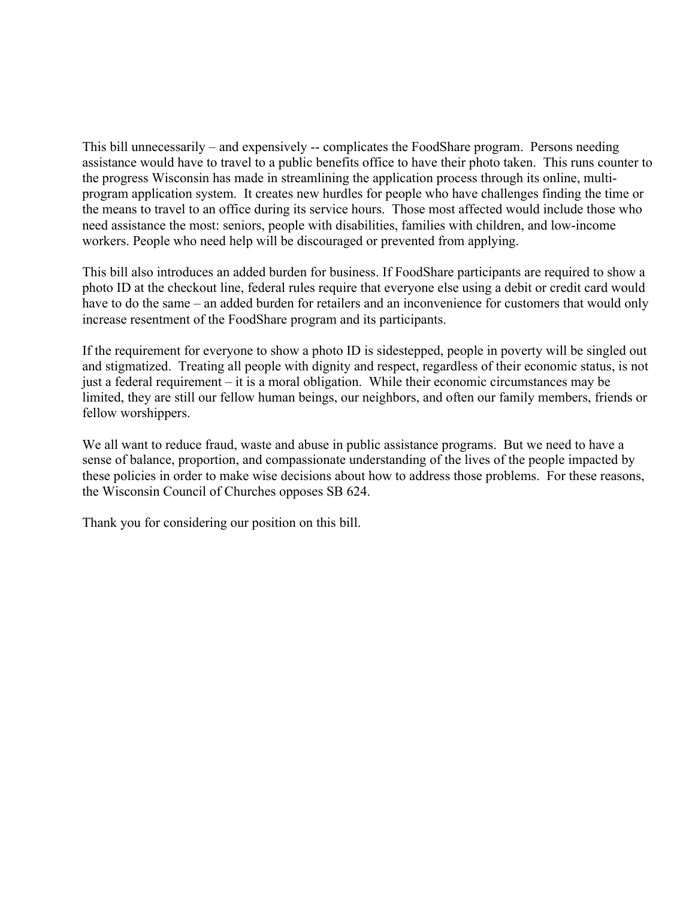This bill unnecessarily – and expensively -- complicates the FoodShare program. Persons needing assistance would have to travel to a public benefits office to have their photo taken. This runs counter to the progress Wisconsin has made in streamlining the application process through its online, multi-program application system. It creates new hurdles for people who have challenges finding the time or the means to travel to an office during its service hours. Those most affected would include those who need assistance the most: seniors, people with disabilities, families with children, and low-income workers. People who need help will be discouraged or prevented from applying.

This bill also introduces an added burden for business. If FoodShare participants are required to show a photo ID at the checkout line, federal rules require that everyone else using a debit or credit card would have to do the same – an added burden for retailers and an inconvenience for customers that would only increase resentment of the FoodShare program and its participants.

If the requirement for everyone to show a photo ID is sidestepped, people in poverty will be singled out and stigmatized. Treating all people with dignity and respect, regardless of their economic status, is not just a federal requirement – it is a moral obligation. While their economic circumstances may be limited, they are still our fellow human beings, our neighbors, and often our family members, friends or fellow worshippers.

We all want to reduce fraud, waste and abuse in public assistance programs. But we need to have a sense of balance, proportion, and compassionate understanding of the lives of the people impacted by these policies in order to make wise decisions about how to address those problems. For these reasons, the Wisconsin Council of Churches opposes SB 624.

Thank you for considering our position on this bill.